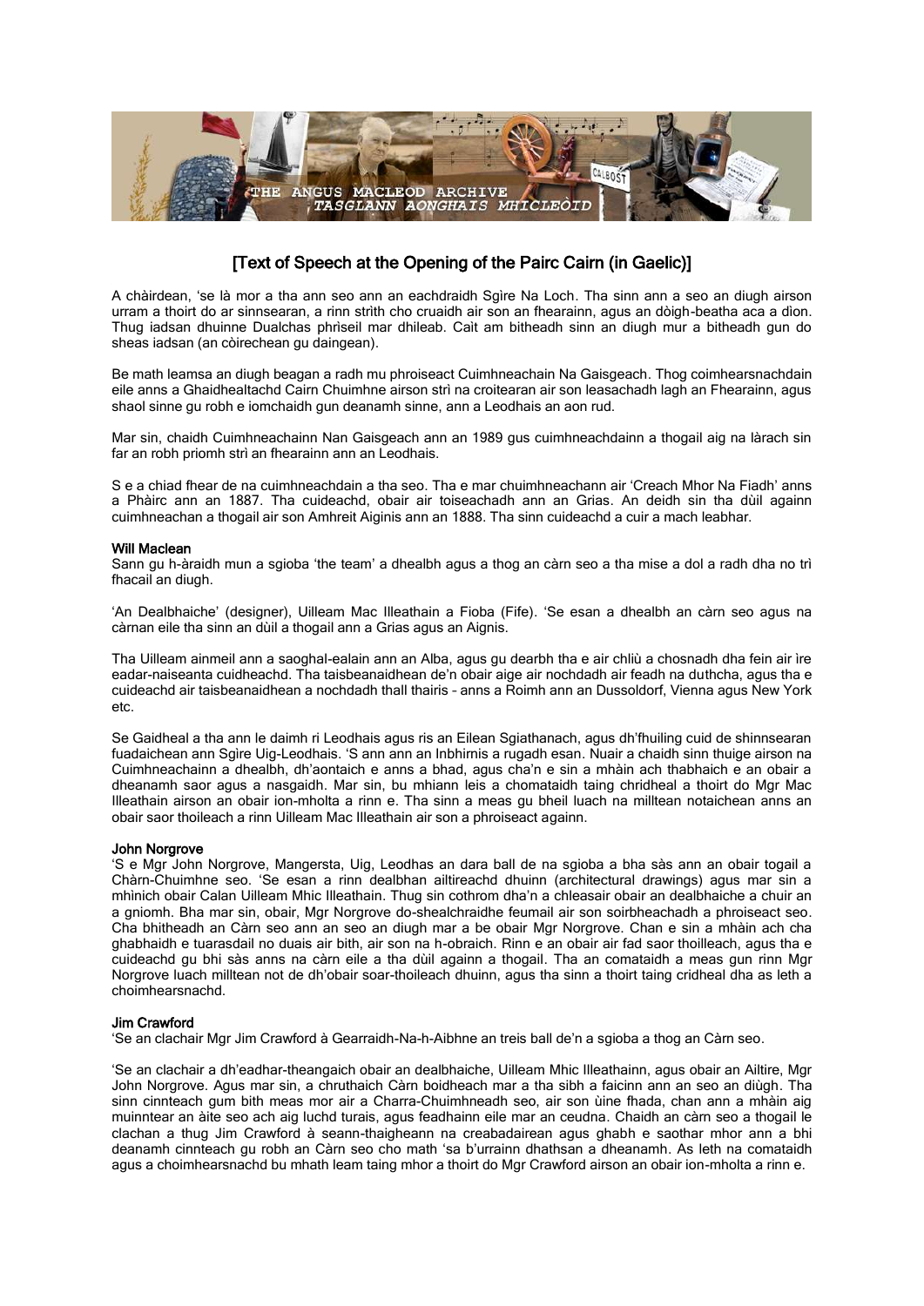# [Text of Speech at the Opening of the Pairc Cairn (in Gaelic)]

A chàirdean, 'se là mor a tha ann seo ann an eachdraidh Sgìre Na Loch. Tha sinn ann a seo an diugh airson urram a thoirt do ar sinnsearan, a rinn strìth cho cruaidh air son an fhearainn, agus an dòigh-beatha aca a dìon. Thug iadsan dhuinne Dualchas phrìseil mar dhileab. Caìt am bitheadh sinn an diugh mur a bitheadh gun do sheas iadsan (an còirechean gu daingean).

Be math leamsa an diugh beagan a radh mu phroiseact Cuimhneachain Na Gaisgeach. Thog coimhearsnachdain eile anns a Ghaidhealtachd Cairn Chuimhne airson strì na croitearan air son leasachadh lagh an Fhearainn, agus shaol sinne gu robh e iomchaidh gun deanamh sinne, ann a Leodhais an aon rud.

Mar sin, chaidh Cuimhneachainn Nan Gaisgeach ann an 1989 gus cuimhneachdainn a thogail aig na làrach sin far an robh prìomh strì an fhearainn ann an Leodhais.

S e a chiad fhear de na cuimhneachdain a tha seo. Tha e mar chuimhneachann air 'Creach Mhor Na Fiadh' anns a Phàirc ann an 1887. Tha cuideachd, obair air toiseachadh ann an Grias. An deidh sin tha dùil againn cuimhneachan a thogail air son Amhreit Aiginis ann an 1888. Tha sinn cuideachd a cuir a mach leabhar.

### Will Maclean

Sann gu h-àraidh mun a sgioba 'the team' a dhealbh agus a thog an càrn seo a tha mise a dol a radh dha no trì fhacail an diugh.

'An Dealbhaiche' (designer), Uilleam Mac Illeathain a Fioba (Fife). 'Se esan a dhealbh an càrn seo agus na càrnan eile tha sinn an dùil a thogail ann a Grias agus an Aignis.

Tha Uilleam ainmeil ann a saoghal-ealain ann an Alba, agus gu dearbh tha e air chliù a chosnadh dha fein air ìre eadar-naiseanta cuideachd. Tha taisbeanaidhean de'n obair aige air nochdadh air feadh na duthcha, agus tha e cuideachd air taisbeanaidhean a nochdadh thall thairis – anns a Roimh ann an Dussoldorf, Vienna agus New York etc.

Se Gaidheal a tha ann le daimh ri Leodhais agus ris an Eilean Sgiathanach, agus dh'fhuiling cuid de shinnsearan fuadaichean ann Sgìre Uig-Leodhais. 'S ann ann an Inbhirnis a rugadh esan. Nuair a chaidh sinn thuige airson na Cuimhneachainn a dhealbh, dh'aontaich e anns a bhad, agus cha'n e sin a mhàin ach thabhaich e an obair a dheanamh saor agus a nasgaidh. Mar sin, bu mhiann leis a chomataidh taing chridheal a thoirt do Mgr Mac Illeathain airson an obair ion-mholta a rinn e. Tha sinn a meas gu bheil luach na milltean notaichean anns an obair saor thoileach a rinn Uilleam Mac Illeathain air son a phroiseact againn.

### John Norgrove

'S e Mgr John Norgrove, Mangersta, Uig, Leodhas an dara ball de na sgioba a bha sàs ann an obair togail a Chàrn-Chuimhne seo. 'Se esan a rinn dealbhan ailtireachd dhuinn (architectural drawings) agus mar sin a mhìnich obair Calan Uilleam Mhic Illeathain. Thug sin cothrom dha'n a chleasair obair an dealbhaiche a chuir an a gniomh. Bha mar sin, obair, Mgr Norgrove do-shealchraidhe feumail air son soirbheachadh a phroiseact seo. Cha bhitheadh an Càrn seo ann an seo an diugh mar a be obair Mgr Norgrove. Chan e sin a mhàin ach cha ghabhaidh e tuarasdail no duais air bith, air son na h-obraich. Rinn e an obair air fad saor thoilleach, agus tha e cuideachd gu bhi sàs anns na càrn eile a tha dùil againn a thogail. Tha an comataidh a meas gun rinn Mgr Norgrove luach milltean not de dh'obair soar-thoileach dhuinn, agus tha sinn a thoirt taing cridheal dha as leth a choimhearsnachd.

### Jim Crawford

'Se an clachair Mgr Jim Crawford à Gearraidh-Na-h-Aibhne an treis ball de'n a sgioba a thog an Càrn seo.

'Se an clachair a dh'eadhar-theangaich obair an dealbhaiche, Uilleam Mhic Illeathainn, agus obair an Ailtire, Mgr John Norgrove. Agus mar sin, a chruthaich Càrn boidheach mar a tha sibh a faicinn ann an seo an diùgh. Tha sinn cinnteach gum bith meas mor air a Charra-Chuimhneadh seo, air son ùine fhada, chan ann a mhàin aig muinntear an àite seo ach aig luchd turais, agus feadhainn eile mar an ceudna. Chaidh an càrn seo a thogail le clachan a thug Jim Crawford à seann-thaigheann na creabadairean agus ghabh e saothar mhor ann a bhi deanamh cinnteach gu robh an Càrn seo cho math 'sa b'urrainn dhathsan a dheanamh. As leth na comataidh agus a choimhearsnachd bu mhath leam taing mhor a thoirt do Mgr Crawford airson an obair ion-mholta a rinn e.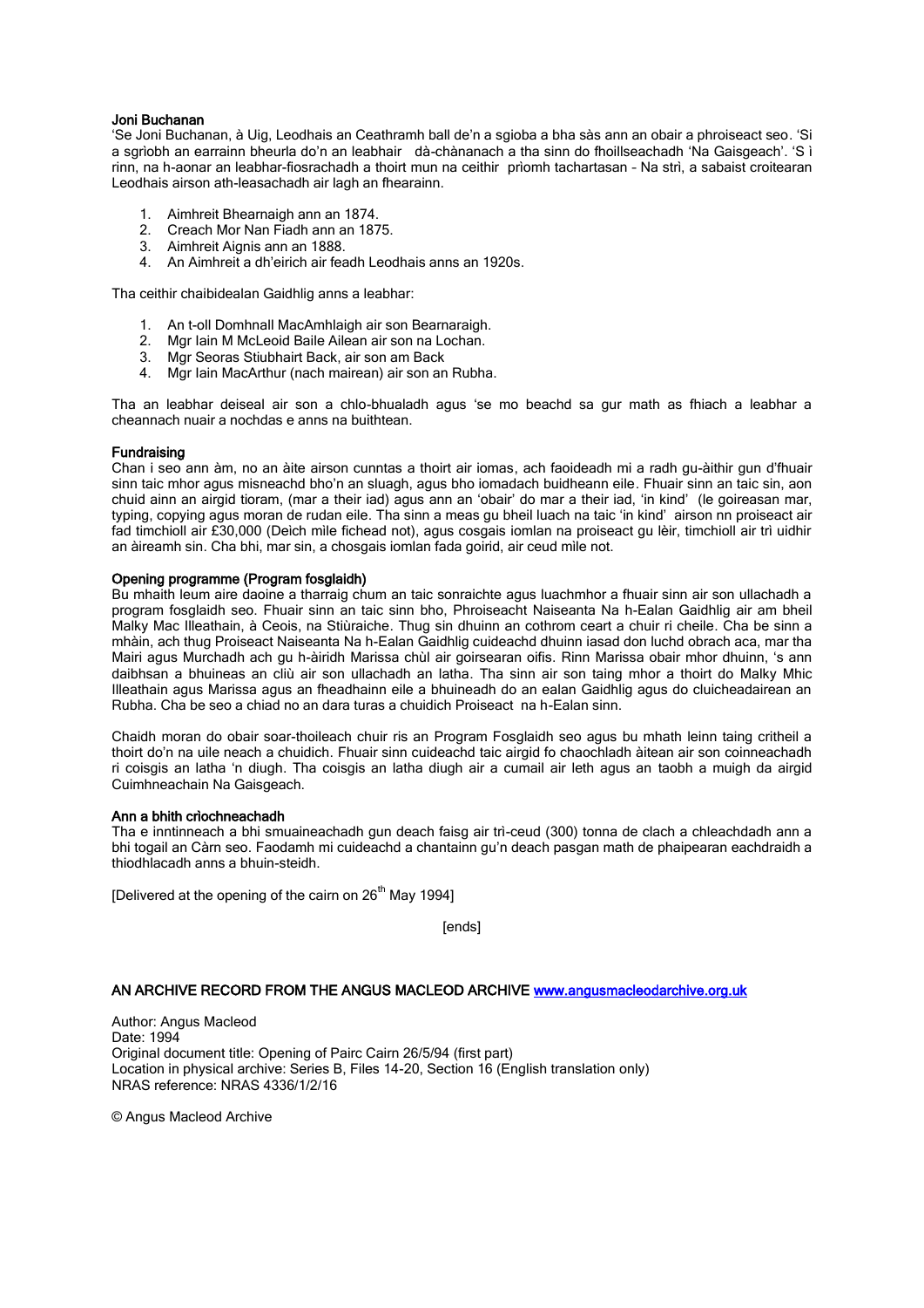**Joni Buchanan**
'Se Joni Buchanan, à Uig, Leodhais an Ceathramh ball de'n a sgioba a bha sàs ann an obair a phroiseact seo. 'Si a sgrìobh an earrainn bheurla do'n an leabhair dà-chànanach a tha sinn do fhoillseachadh 'Na Gaisgeach'. 'S ì rinn, na h-aonar an leabhar-fiosrachadh a thoirt mun na ceithir prìomh tachartasan – Na strì, a sabaist croitearan Leodhais airson ath-leasachadh air lagh an fhearainn.

1. Aimhreit Bhearnaigh ann an 1874.
2. Creach Mor Nan Fiadh ann an 1875.
3. Aimhreit Aignis ann an 1888.
4. An Aimhreit a dh'eirich air feadh Leodhais anns an 1920s.

Tha ceithir chaibidealan Gaidhlig anns a leabhar:

1. An t-oll Domhnall MacAmhlaigh air son Bearnaraigh.
2. Mgr Iain M McLeoid Baile Ailean air son na Lochan.
3. Mgr Seoras Stiubhairt Back, air son am Back
4. Mgr Iain MacArthur (nach mairean) air son an Rubha.

Tha an leabhar deiseal air son a chlo-bhualadh agus 'se mo beachd sa gur math as fhiach a leabhar a cheannach nuair a nochdas e anns na buithtean.

**Fundraising**
Chan i seo ann àm, no an àite airson cunntas a thoirt air iomas, ach faoideadh mi a radh gu-àithir gun d'fhuair sinn taic mhor agus misneachd bho'n an sluagh, agus bho iomadach buidheann eile. Fhuair sinn an taic sin, aon chuid ainn an airgid tioram, (mar a their iad) agus ann an 'obair' do mar a their iad, 'in kind' (le goireasan mar, typing, copying agus moran de rudan eile. Tha sinn a meas gu bheil luach na taic 'in kind' airson nn proiseact air fad timchioll air £30,000 (Deìch mìle fichead not), agus cosgais iomlan na proiseact gu lèir, timchioll air trì uidhir an àireamh sin. Cha bhi, mar sin, a chosgais iomlan fada goirid, air ceud mile not.

**Opening programme (Program fosglaidh)**
Bu mhaith leum aire daoine a tharraig chum an taic sonraichte agus luachmhor a fhuair sinn air son ullachadh a program fosglaidh seo. Fhuair sinn an taic sinn bho, Phroiseacht Naiseanta Na h-Ealan Gaidhlig air am bheil Malky Mac Illeathain, à Ceois, na Stiùraiche. Thug sin dhuinn an cothrom ceart a chuir ri cheile. Cha be sinn a mhàin, ach thug Proiseact Naiseanta Na h-Ealan Gaidhlig cuideachd dhuinn iasad don luchd obrach aca, mar tha Mairi agus Murchadh ach gu h-àiridh Marissa chùl air goirsearan oifis. Rinn Marissa obair mhor dhuinn, 's ann daibhsan a bhuineas an cliù air son ullachadh an latha. Tha sinn air son taing mhor a thoirt do Malky Mhic Illeathain agus Marissa agus an fheadhainn eile a bhuineadh do an ealan Gaidhlig agus do cluicheadairean an Rubha. Cha be seo a chiad no an dara turas a chuidich Proiseact na h-Ealan sinn.

Chaidh moran do obair soar-thoileach chuir ris an Program Fosglaidh seo agus bu mhath leinn taing critheil a thoirt do'n na uile neach a chuidich. Fhuair sinn cuideachd taic airgid fo chaochladh àitean air son coinneachadh ri coisgis an latha 'n diugh. Tha coisgis an latha diugh air a cumail air leth agus an taobh a muigh da airgid Cuimhneachain Na Gaisgeach.

**Ann a bhith crìochneachadh**
Tha e inntinneach a bhi smuaineachadh gun deach faisg air trì-ceud (300) tonna de clach a chleachdadh ann a bhi togail an Càrn seo. Faodamh mi cuideachd a chantainn gu'n deach pasgan math de phaipearan eachdraidh a thiodhlacadh anns a bhuin-steidh.

[Delivered at the opening of the cairn on 26th May 1994]

[ends]

**AN ARCHIVE RECORD FROM THE ANGUS MACLEOD ARCHIVE www.angusmacleodarchive.org.uk**

Author: Angus Macleod
Date: 1994
Original document title: Opening of Pairc Cairn 26/5/94 (first part)
Location in physical archive: Series B, Files 14-20, Section 16 (English translation only)
NRAS reference: NRAS 4336/1/2/16

© Angus Macleod Archive